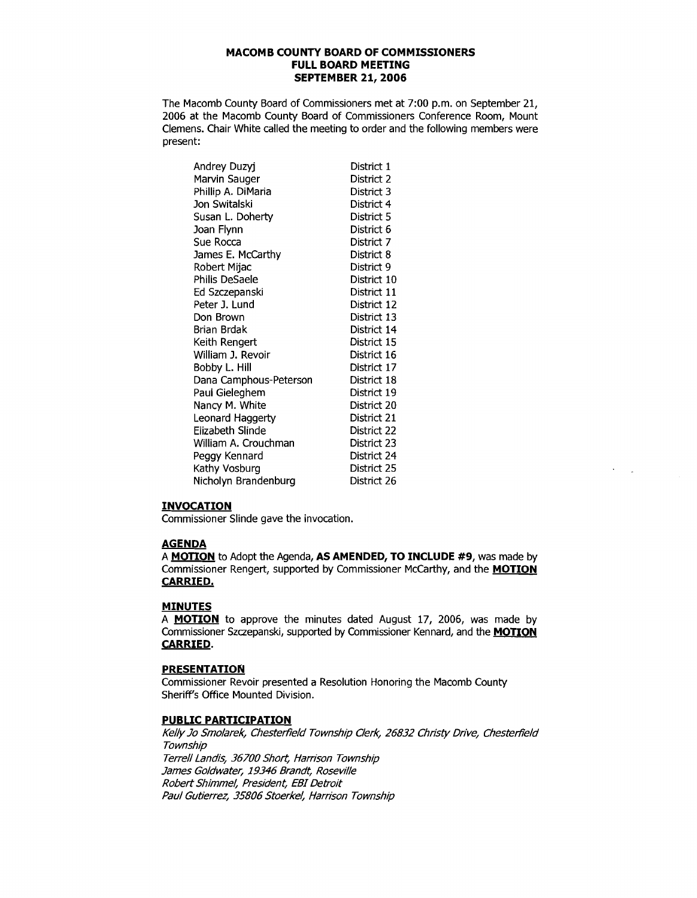# MACOMB COUNTY BOARD OF COMMISSIONERS
## FULL BOARD MEETING
## SEPTEMBER 21, 2006

The Macomb County Board of Commissioners met at 7:00 p.m. on September 21, 2006 at the Macomb County Board of Commissioners Conference Room, Mount Clemens. Chair White called the meeting to order and the following members were present:

| | |
|---|---|
| Andrey Duzyj | District 1 |
| Marvin Sauger | District 2 |
| Phillip A. DiMaria | District 3 |
| Jon Switalski | District 4 |
| Susan L. Doherty | District 5 |
| Joan Flynn | District 6 |
| Sue Rocca | District 7 |
| James E. McCarthy | District 8 |
| Robert Mijac | District 9 |
| Philis DeSaele | District 10 |
| Ed Szczepanski | District 11 |
| Peter J. Lund | District 12 |
| Don Brown | District 13 |
| Brian Brdak | District 14 |
| Keith Rengert | District 15 |
| William J. Revoir | District 16 |
| Bobby L. Hill | District 17 |
| Dana Camphous-Peterson | District 18 |
| Paul Gieleghem | District 19 |
| Nancy M. White | District 20 |
| Leonard Haggerty | District 21 |
| Elizabeth Slinde | District 22 |
| William A. Crouchman | District 23 |
| Peggy Kennard | District 24 |
| Kathy Vosburg | District 25 |
| Nicholyn Brandenburg | District 26 |

### INVOCATION
Commissioner Slinde gave the invocation.

### AGENDA
A **MOTION** to Adopt the Agenda, **AS AMENDED, TO INCLUDE #9**, was made by Commissioner Rengert, supported by Commissioner McCarthy, and the **MOTION CARRIED.**

### MINUTES
A **MOTION** to approve the minutes dated August 17, 2006, was made by Commissioner Szczepanski, supported by Commissioner Kennard, and the **MOTION CARRIED**.

### PRESENTATION
Commissioner Revoir presented a Resolution Honoring the Macomb County Sheriff's Office Mounted Division.

### PUBLIC PARTICIPATION
*Kelly Jo Smolarek, Chesterfield Township Clerk, 26832 Christy Drive, Chesterfield Township*
*Terrell Landis, 36700 Short, Harrison Township*
*James Goldwater, 19346 Brandt, Roseville*
*Robert Shimmel, President, EBI Detroit*
*Paul Gutierrez, 35806 Stoerkel, Harrison Township*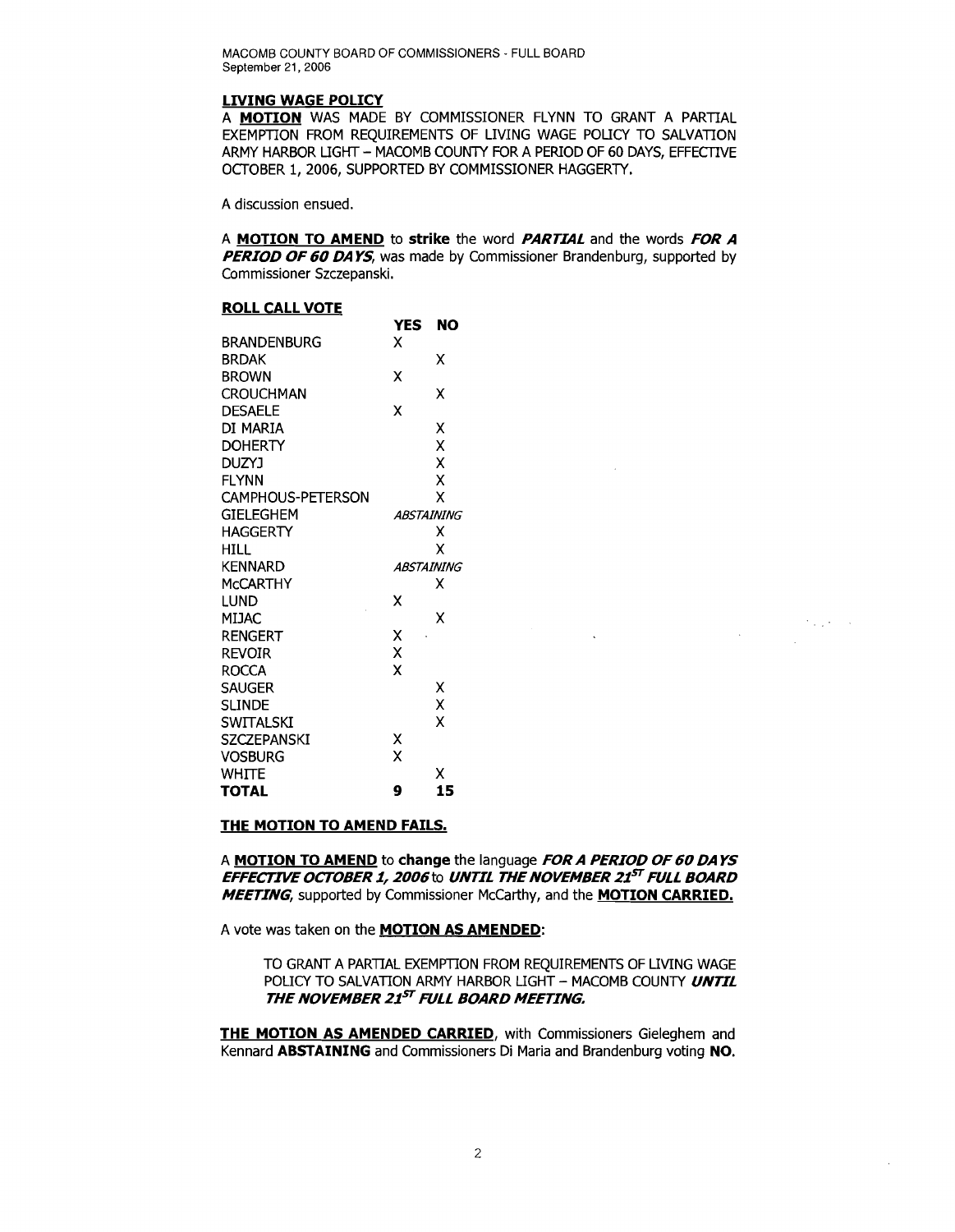## LIVING WAGE POLICY

A **MOTION** WAS MADE BY COMMISSIONER FLYNN TO GRANT A PARTIAL EXEMPTION FROM REQUIREMENTS OF LIVING WAGE POLICY TO SALVATION ARMY HARBOR LIGHT – MACOMB COUNTY FOR A PERIOD OF 60 DAYS, EFFECTIVE OCTOBER 1, 2006, SUPPORTED BY COMMISSIONER HAGGERTY.

A discussion ensued.

A **MOTION TO AMEND** to **strike** the word ***PARTIAL*** and the words ***FOR A PERIOD OF 60 DAYS***, was made by Commissioner Brandenburg, supported by Commissioner Szczepanski.

**ROLL CALL VOTE**

| | YES | NO |
|---|---|---|
| BRANDENBURG | X | |
| BRDAK | | X |
| BROWN | X | |
| CROUCHMAN | | X |
| DESAELE | X | |
| DI MARIA | | X |
| DOHERTY | | X |
| DUZYJ | | X |
| FLYNN | | X |
| CAMPHOUS-PETERSON | | X |
| GIELEGHEM | *ABSTAINING* | |
| HAGGERTY | | X |
| HILL | | X |
| KENNARD | *ABSTAINING* | |
| McCARTHY | | X |
| LUND | X | |
| MIJAC | | X |
| RENGERT | X | |
| REVOIR | X | |
| ROCCA | X | |
| SAUGER | | X |
| SLINDE | | X |
| SWITALSKI | | X |
| SZCZEPANSKI | X | |
| VOSBURG | X | |
| WHITE | | X |
| **TOTAL** | **9** | **15** |

**THE MOTION TO AMEND FAILS.**

A **MOTION TO AMEND** to **change** the language ***FOR A PERIOD OF 60 DAYS EFFECTIVE OCTOBER 1, 2006*** to ***UNTIL THE NOVEMBER 21ST FULL BOARD MEETING***, supported by Commissioner McCarthy, and the **MOTION CARRIED.**

A vote was taken on the **MOTION AS AMENDED**:

> TO GRANT A PARTIAL EXEMPTION FROM REQUIREMENTS OF LIVING WAGE POLICY TO SALVATION ARMY HARBOR LIGHT – MACOMB COUNTY ***UNTIL THE NOVEMBER 21ST FULL BOARD MEETING.***

**THE MOTION AS AMENDED CARRIED**, with Commissioners Gieleghem and Kennard **ABSTAINING** and Commissioners Di Maria and Brandenburg voting **NO.**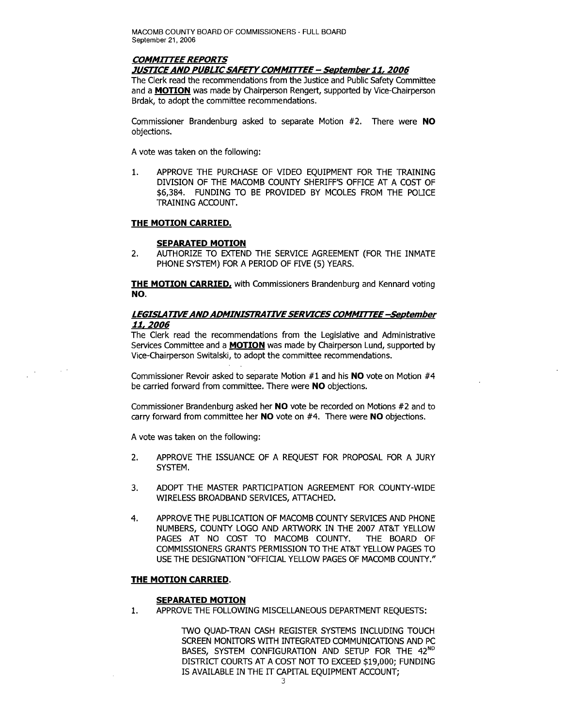### ***COMMITTEE REPORTS***
### ***JUSTICE AND PUBLIC SAFETY COMMITTEE – September 11, 2006***

The Clerk read the recommendations from the Justice and Public Safety Committee and a **MOTION** was made by Chairperson Rengert, supported by Vice-Chairperson Brdak, to adopt the committee recommendations.

Commissioner Brandenburg asked to separate Motion #2. There were **NO** objections.

A vote was taken on the following:

1. APPROVE THE PURCHASE OF VIDEO EQUIPMENT FOR THE TRAINING DIVISION OF THE MACOMB COUNTY SHERIFF'S OFFICE AT A COST OF $6,384. FUNDING TO BE PROVIDED BY MCOLES FROM THE POLICE TRAINING ACCOUNT.

**THE MOTION CARRIED.**

**SEPARATED MOTION**

2. AUTHORIZE TO EXTEND THE SERVICE AGREEMENT (FOR THE INMATE PHONE SYSTEM) FOR A PERIOD OF FIVE (5) YEARS.

**THE MOTION CARRIED,** with Commissioners Brandenburg and Kennard voting **NO.**

### ***LEGISLATIVE AND ADMINISTRATIVE SERVICES COMMITTEE –September 11, 2006***

The Clerk read the recommendations from the Legislative and Administrative Services Committee and a **MOTION** was made by Chairperson Lund, supported by Vice-Chairperson Switalski, to adopt the committee recommendations.

Commissioner Revoir asked to separate Motion #1 and his **NO** vote on Motion #4 be carried forward from committee. There were **NO** objections.

Commissioner Brandenburg asked her **NO** vote be recorded on Motions #2 and to carry forward from committee her **NO** vote on #4. There were **NO** objections.

A vote was taken on the following:

2. APPROVE THE ISSUANCE OF A REQUEST FOR PROPOSAL FOR A JURY SYSTEM.

3. ADOPT THE MASTER PARTICIPATION AGREEMENT FOR COUNTY-WIDE WIRELESS BROADBAND SERVICES, ATTACHED.

4. APPROVE THE PUBLICATION OF MACOMB COUNTY SERVICES AND PHONE NUMBERS, COUNTY LOGO AND ARTWORK IN THE 2007 AT&T YELLOW PAGES AT NO COST TO MACOMB COUNTY. THE BOARD OF COMMISSIONERS GRANTS PERMISSION TO THE AT&T YELLOW PAGES TO USE THE DESIGNATION "OFFICIAL YELLOW PAGES OF MACOMB COUNTY."

**THE MOTION CARRIED.**

**SEPARATED MOTION**

1. APPROVE THE FOLLOWING MISCELLANEOUS DEPARTMENT REQUESTS:

   TWO QUAD-TRAN CASH REGISTER SYSTEMS INCLUDING TOUCH SCREEN MONITORS WITH INTEGRATED COMMUNICATIONS AND PC BASES, SYSTEM CONFIGURATION AND SETUP FOR THE 42ND DISTRICT COURTS AT A COST NOT TO EXCEED $19,000; FUNDING IS AVAILABLE IN THE IT CAPITAL EQUIPMENT ACCOUNT;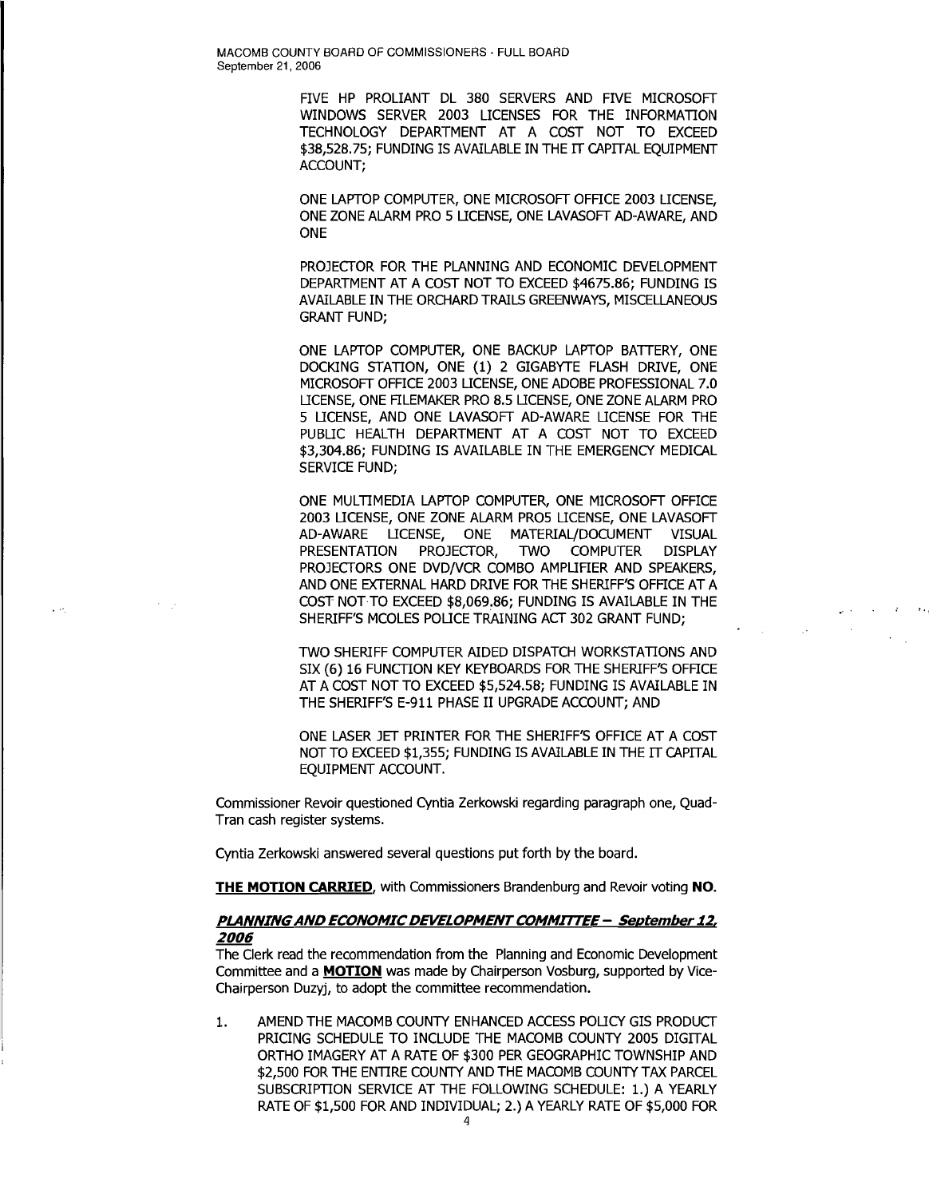FIVE HP PROLIANT DL 380 SERVERS AND FIVE MICROSOFT WINDOWS SERVER 2003 LICENSES FOR THE INFORMATION TECHNOLOGY DEPARTMENT AT A COST NOT TO EXCEED $38,528.75; FUNDING IS AVAILABLE IN THE IT CAPITAL EQUIPMENT ACCOUNT;

ONE LAPTOP COMPUTER, ONE MICROSOFT OFFICE 2003 LICENSE, ONE ZONE ALARM PRO 5 LICENSE, ONE LAVASOFT AD-AWARE, AND ONE

PROJECTOR FOR THE PLANNING AND ECONOMIC DEVELOPMENT DEPARTMENT AT A COST NOT TO EXCEED $4675.86; FUNDING IS AVAILABLE IN THE ORCHARD TRAILS GREENWAYS, MISCELLANEOUS GRANT FUND;

ONE LAPTOP COMPUTER, ONE BACKUP LAPTOP BATTERY, ONE DOCKING STATION, ONE (1) 2 GIGABYTE FLASH DRIVE, ONE MICROSOFT OFFICE 2003 LICENSE, ONE ADOBE PROFESSIONAL 7.0 LICENSE, ONE FILEMAKER PRO 8.5 LICENSE, ONE ZONE ALARM PRO 5 LICENSE, AND ONE LAVASOFT AD-AWARE LICENSE FOR THE PUBLIC HEALTH DEPARTMENT AT A COST NOT TO EXCEED $3,304.86; FUNDING IS AVAILABLE IN THE EMERGENCY MEDICAL SERVICE FUND;

ONE MULTIMEDIA LAPTOP COMPUTER, ONE MICROSOFT OFFICE 2003 LICENSE, ONE ZONE ALARM PRO5 LICENSE, ONE LAVASOFT AD-AWARE LICENSE, ONE MATERIAL/DOCUMENT VISUAL PRESENTATION PROJECTOR, TWO COMPUTER DISPLAY PROJECTORS ONE DVD/VCR COMBO AMPLIFIER AND SPEAKERS, AND ONE EXTERNAL HARD DRIVE FOR THE SHERIFF'S OFFICE AT A COST NOT TO EXCEED $8,069.86; FUNDING IS AVAILABLE IN THE SHERIFF'S MCOLES POLICE TRAINING ACT 302 GRANT FUND;

TWO SHERIFF COMPUTER AIDED DISPATCH WORKSTATIONS AND SIX (6) 16 FUNCTION KEY KEYBOARDS FOR THE SHERIFF'S OFFICE AT A COST NOT TO EXCEED $5,524.58; FUNDING IS AVAILABLE IN THE SHERIFF'S E-911 PHASE II UPGRADE ACCOUNT; AND

ONE LASER JET PRINTER FOR THE SHERIFF'S OFFICE AT A COST NOT TO EXCEED $1,355; FUNDING IS AVAILABLE IN THE IT CAPITAL EQUIPMENT ACCOUNT.

Commissioner Revoir questioned Cyntia Zerkowski regarding paragraph one, Quad-Tran cash register systems.

Cyntia Zerkowski answered several questions put forth by the board.

**THE MOTION CARRIED**, with Commissioners Brandenburg and Revoir voting **NO**.

***PLANNING AND ECONOMIC DEVELOPMENT COMMITTEE – September 12, 2006***

The Clerk read the recommendation from the Planning and Economic Development Committee and a **MOTION** was made by Chairperson Vosburg, supported by Vice-Chairperson Duzyj, to adopt the committee recommendation.

1. AMEND THE MACOMB COUNTY ENHANCED ACCESS POLICY GIS PRODUCT PRICING SCHEDULE TO INCLUDE THE MACOMB COUNTY 2005 DIGITAL ORTHO IMAGERY AT A RATE OF $300 PER GEOGRAPHIC TOWNSHIP AND $2,500 FOR THE ENTIRE COUNTY AND THE MACOMB COUNTY TAX PARCEL SUBSCRIPTION SERVICE AT THE FOLLOWING SCHEDULE: 1.) A YEARLY RATE OF $1,500 FOR AND INDIVIDUAL; 2.) A YEARLY RATE OF $5,000 FOR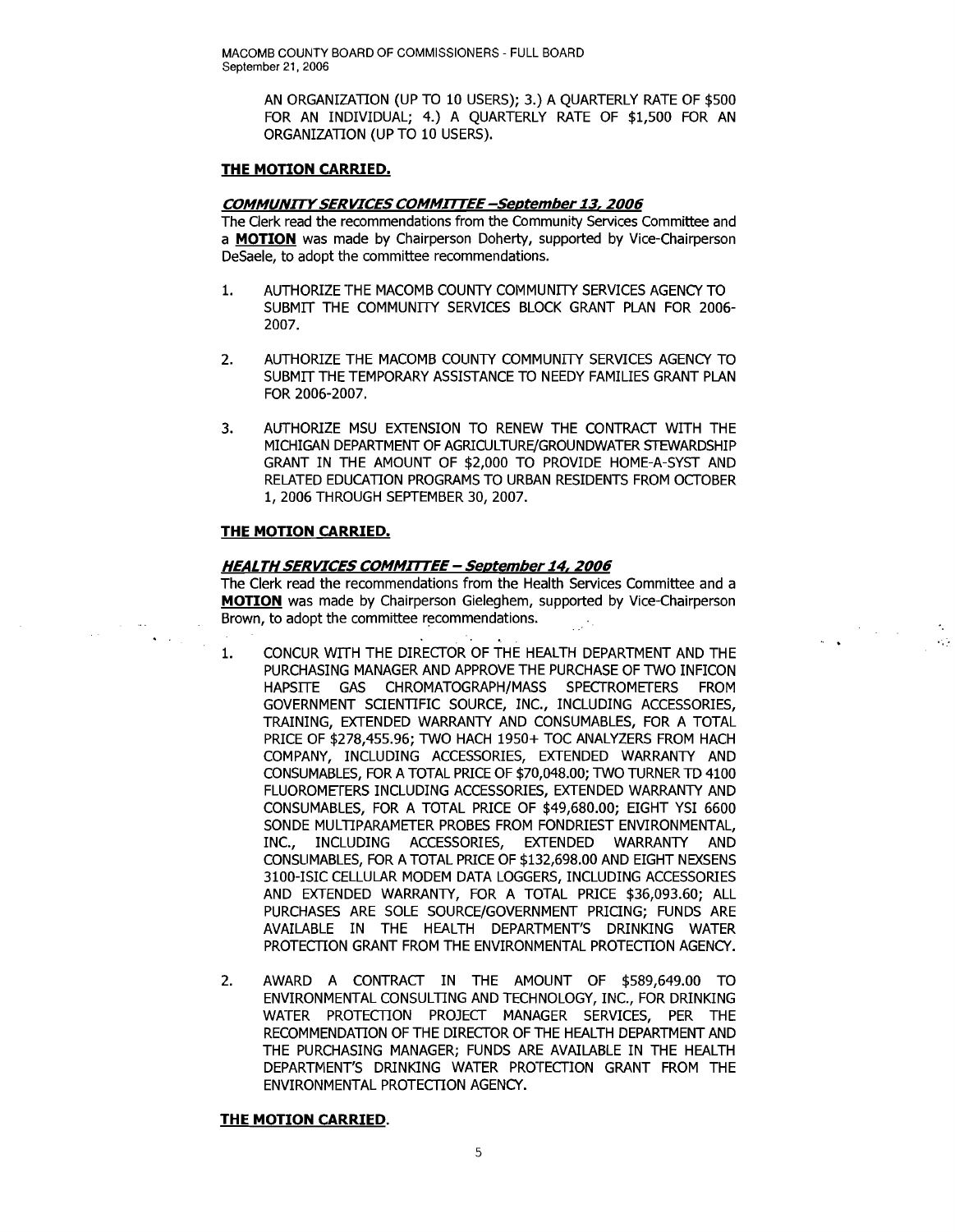AN ORGANIZATION (UP TO 10 USERS); 3.) A QUARTERLY RATE OF $500 FOR AN INDIVIDUAL; 4.) A QUARTERLY RATE OF $1,500 FOR AN ORGANIZATION (UP TO 10 USERS).

**THE MOTION CARRIED.**

***COMMUNITY SERVICES COMMITTEE –September 13, 2006***

The Clerk read the recommendations from the Community Services Committee and a **MOTION** was made by Chairperson Doherty, supported by Vice-Chairperson DeSaele, to adopt the committee recommendations.

1. AUTHORIZE THE MACOMB COUNTY COMMUNITY SERVICES AGENCY TO SUBMIT THE COMMUNITY SERVICES BLOCK GRANT PLAN FOR 2006-2007.

2. AUTHORIZE THE MACOMB COUNTY COMMUNITY SERVICES AGENCY TO SUBMIT THE TEMPORARY ASSISTANCE TO NEEDY FAMILIES GRANT PLAN FOR 2006-2007.

3. AUTHORIZE MSU EXTENSION TO RENEW THE CONTRACT WITH THE MICHIGAN DEPARTMENT OF AGRICULTURE/GROUNDWATER STEWARDSHIP GRANT IN THE AMOUNT OF $2,000 TO PROVIDE HOME-A-SYST AND RELATED EDUCATION PROGRAMS TO URBAN RESIDENTS FROM OCTOBER 1, 2006 THROUGH SEPTEMBER 30, 2007.

**THE MOTION CARRIED.**

***HEALTH SERVICES COMMITTEE – September 14, 2006***

The Clerk read the recommendations from the Health Services Committee and a **MOTION** was made by Chairperson Gieleghem, supported by Vice-Chairperson Brown, to adopt the committee recommendations.

1. CONCUR WITH THE DIRECTOR OF THE HEALTH DEPARTMENT AND THE PURCHASING MANAGER AND APPROVE THE PURCHASE OF TWO INFICON HAPSITE GAS CHROMATOGRAPH/MASS SPECTROMETERS FROM GOVERNMENT SCIENTIFIC SOURCE, INC., INCLUDING ACCESSORIES, TRAINING, EXTENDED WARRANTY AND CONSUMABLES, FOR A TOTAL PRICE OF $278,455.96; TWO HACH 1950+ TOC ANALYZERS FROM HACH COMPANY, INCLUDING ACCESSORIES, EXTENDED WARRANTY AND CONSUMABLES, FOR A TOTAL PRICE OF $70,048.00; TWO TURNER TD 4100 FLUOROMETERS INCLUDING ACCESSORIES, EXTENDED WARRANTY AND CONSUMABLES, FOR A TOTAL PRICE OF $49,680.00; EIGHT YSI 6600 SONDE MULTIPARAMETER PROBES FROM FONDRIEST ENVIRONMENTAL, INC., INCLUDING ACCESSORIES, EXTENDED WARRANTY AND CONSUMABLES, FOR A TOTAL PRICE OF $132,698.00 AND EIGHT NEXSENS 3100-ISIC CELLULAR MODEM DATA LOGGERS, INCLUDING ACCESSORIES AND EXTENDED WARRANTY, FOR A TOTAL PRICE $36,093.60; ALL PURCHASES ARE SOLE SOURCE/GOVERNMENT PRICING; FUNDS ARE AVAILABLE IN THE HEALTH DEPARTMENT'S DRINKING WATER PROTECTION GRANT FROM THE ENVIRONMENTAL PROTECTION AGENCY.

2. AWARD A CONTRACT IN THE AMOUNT OF $589,649.00 TO ENVIRONMENTAL CONSULTING AND TECHNOLOGY, INC., FOR DRINKING WATER PROTECTION PROJECT MANAGER SERVICES, PER THE RECOMMENDATION OF THE DIRECTOR OF THE HEALTH DEPARTMENT AND THE PURCHASING MANAGER; FUNDS ARE AVAILABLE IN THE HEALTH DEPARTMENT'S DRINKING WATER PROTECTION GRANT FROM THE ENVIRONMENTAL PROTECTION AGENCY.

**THE MOTION CARRIED.**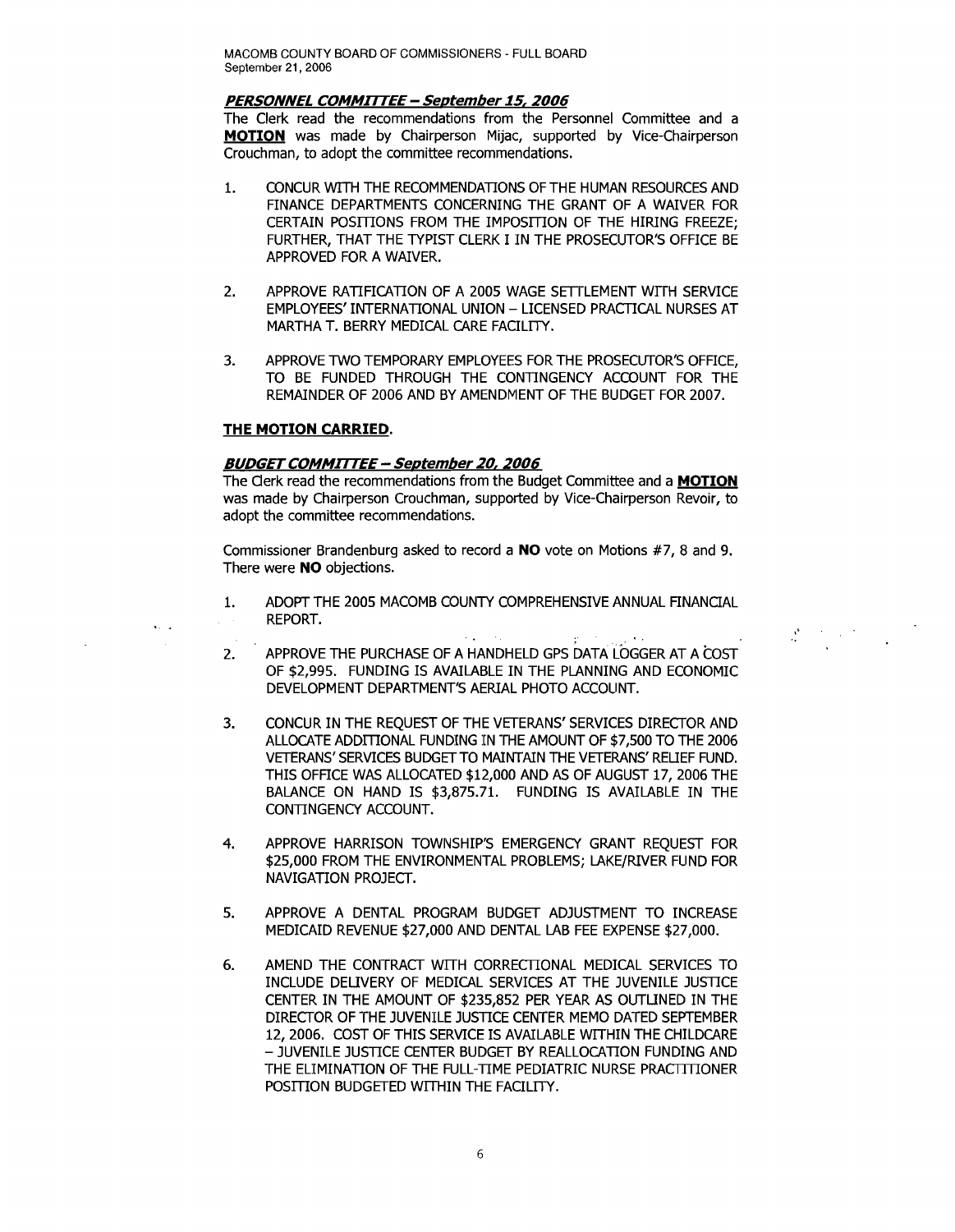### ***PERSONNEL COMMITTEE – September 15, 2006***

The Clerk read the recommendations from the Personnel Committee and a **MOTION** was made by Chairperson Mijac, supported by Vice-Chairperson Crouchman, to adopt the committee recommendations.

1. CONCUR WITH THE RECOMMENDATIONS OF THE HUMAN RESOURCES AND FINANCE DEPARTMENTS CONCERNING THE GRANT OF A WAIVER FOR CERTAIN POSITIONS FROM THE IMPOSITION OF THE HIRING FREEZE; FURTHER, THAT THE TYPIST CLERK I IN THE PROSECUTOR'S OFFICE BE APPROVED FOR A WAIVER.

2. APPROVE RATIFICATION OF A 2005 WAGE SETTLEMENT WITH SERVICE EMPLOYEES' INTERNATIONAL UNION – LICENSED PRACTICAL NURSES AT MARTHA T. BERRY MEDICAL CARE FACILITY.

3. APPROVE TWO TEMPORARY EMPLOYEES FOR THE PROSECUTOR'S OFFICE, TO BE FUNDED THROUGH THE CONTINGENCY ACCOUNT FOR THE REMAINDER OF 2006 AND BY AMENDMENT OF THE BUDGET FOR 2007.

**THE MOTION CARRIED.**

### ***BUDGET COMMITTEE – September 20, 2006***

The Clerk read the recommendations from the Budget Committee and a **MOTION** was made by Chairperson Crouchman, supported by Vice-Chairperson Revoir, to adopt the committee recommendations.

Commissioner Brandenburg asked to record a **NO** vote on Motions #7, 8 and 9. There were **NO** objections.

1. ADOPT THE 2005 MACOMB COUNTY COMPREHENSIVE ANNUAL FINANCIAL REPORT.

2. APPROVE THE PURCHASE OF A HANDHELD GPS DATA LOGGER AT A COST OF $2,995. FUNDING IS AVAILABLE IN THE PLANNING AND ECONOMIC DEVELOPMENT DEPARTMENT'S AERIAL PHOTO ACCOUNT.

3. CONCUR IN THE REQUEST OF THE VETERANS' SERVICES DIRECTOR AND ALLOCATE ADDITIONAL FUNDING IN THE AMOUNT OF $7,500 TO THE 2006 VETERANS' SERVICES BUDGET TO MAINTAIN THE VETERANS' RELIEF FUND. THIS OFFICE WAS ALLOCATED $12,000 AND AS OF AUGUST 17, 2006 THE BALANCE ON HAND IS $3,875.71. FUNDING IS AVAILABLE IN THE CONTINGENCY ACCOUNT.

4. APPROVE HARRISON TOWNSHIP'S EMERGENCY GRANT REQUEST FOR $25,000 FROM THE ENVIRONMENTAL PROBLEMS; LAKE/RIVER FUND FOR NAVIGATION PROJECT.

5. APPROVE A DENTAL PROGRAM BUDGET ADJUSTMENT TO INCREASE MEDICAID REVENUE $27,000 AND DENTAL LAB FEE EXPENSE $27,000.

6. AMEND THE CONTRACT WITH CORRECTIONAL MEDICAL SERVICES TO INCLUDE DELIVERY OF MEDICAL SERVICES AT THE JUVENILE JUSTICE CENTER IN THE AMOUNT OF $235,852 PER YEAR AS OUTLINED IN THE DIRECTOR OF THE JUVENILE JUSTICE CENTER MEMO DATED SEPTEMBER 12, 2006. COST OF THIS SERVICE IS AVAILABLE WITHIN THE CHILDCARE – JUVENILE JUSTICE CENTER BUDGET BY REALLOCATION FUNDING AND THE ELIMINATION OF THE FULL-TIME PEDIATRIC NURSE PRACTITIONER POSITION BUDGETED WITHIN THE FACILITY.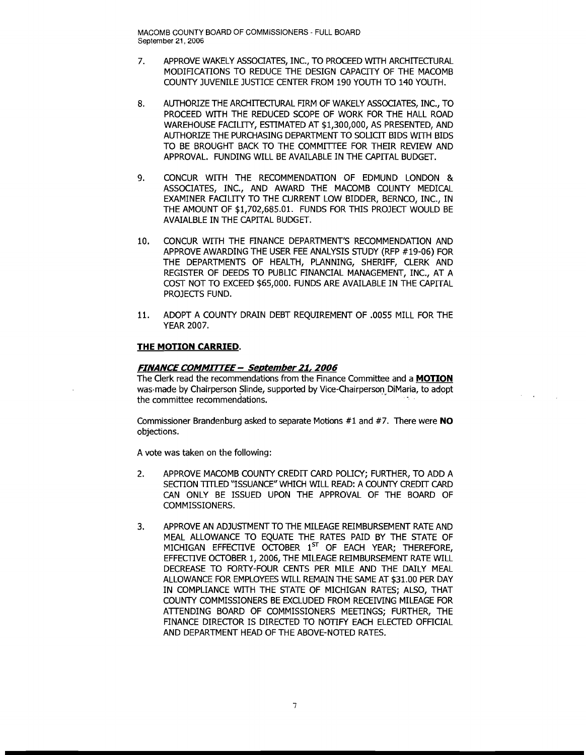7. APPROVE WAKELY ASSOCIATES, INC., TO PROCEED WITH ARCHITECTURAL MODIFICATIONS TO REDUCE THE DESIGN CAPACITY OF THE MACOMB COUNTY JUVENILE JUSTICE CENTER FROM 190 YOUTH TO 140 YOUTH.

8. AUTHORIZE THE ARCHITECTURAL FIRM OF WAKELY ASSOCIATES, INC., TO PROCEED WITH THE REDUCED SCOPE OF WORK FOR THE HALL ROAD WAREHOUSE FACILITY, ESTIMATED AT $1,300,000, AS PRESENTED, AND AUTHORIZE THE PURCHASING DEPARTMENT TO SOLICIT BIDS WITH BIDS TO BE BROUGHT BACK TO THE COMMITTEE FOR THEIR REVIEW AND APPROVAL. FUNDING WILL BE AVAILABLE IN THE CAPITAL BUDGET.

9. CONCUR WITH THE RECOMMENDATION OF EDMUND LONDON & ASSOCIATES, INC., AND AWARD THE MACOMB COUNTY MEDICAL EXAMINER FACILITY TO THE CURRENT LOW BIDDER, BERNCO, INC., IN THE AMOUNT OF $1,702,685.01. FUNDS FOR THIS PROJECT WOULD BE AVAIALBLE IN THE CAPITAL BUDGET.

10. CONCUR WITH THE FINANCE DEPARTMENT'S RECOMMENDATION AND APPROVE AWARDING THE USER FEE ANALYSIS STUDY (RFP #19-06) FOR THE DEPARTMENTS OF HEALTH, PLANNING, SHERIFF, CLERK AND REGISTER OF DEEDS TO PUBLIC FINANCIAL MANAGEMENT, INC., AT A COST NOT TO EXCEED $65,000. FUNDS ARE AVAILABLE IN THE CAPITAL PROJECTS FUND.

11. ADOPT A COUNTY DRAIN DEBT REQUIREMENT OF .0055 MILL FOR THE YEAR 2007.

**THE MOTION CARRIED.**

***FINANCE COMMITTEE – September 21, 2006***

The Clerk read the recommendations from the Finance Committee and a **MOTION** was made by Chairperson Slinde, supported by Vice-Chairperson DiMaria, to adopt the committee recommendations.

Commissioner Brandenburg asked to separate Motions #1 and #7. There were **NO** objections.

A vote was taken on the following:

2. APPROVE MACOMB COUNTY CREDIT CARD POLICY; FURTHER, TO ADD A SECTION TITLED "ISSUANCE" WHICH WILL READ: A COUNTY CREDIT CARD CAN ONLY BE ISSUED UPON THE APPROVAL OF THE BOARD OF COMMISSIONERS.

3. APPROVE AN ADJUSTMENT TO THE MILEAGE REIMBURSEMENT RATE AND MEAL ALLOWANCE TO EQUATE THE RATES PAID BY THE STATE OF MICHIGAN EFFECTIVE OCTOBER 1ST OF EACH YEAR; THEREFORE, EFFECTIVE OCTOBER 1, 2006, THE MILEAGE REIMBURSEMENT RATE WILL DECREASE TO FORTY-FOUR CENTS PER MILE AND THE DAILY MEAL ALLOWANCE FOR EMPLOYEES WILL REMAIN THE SAME AT $31.00 PER DAY IN COMPLIANCE WITH THE STATE OF MICHIGAN RATES; ALSO, THAT COUNTY COMMISSIONERS BE EXCLUDED FROM RECEIVING MILEAGE FOR ATTENDING BOARD OF COMMISSIONERS MEETINGS; FURTHER, THE FINANCE DIRECTOR IS DIRECTED TO NOTIFY EACH ELECTED OFFICIAL AND DEPARTMENT HEAD OF THE ABOVE-NOTED RATES.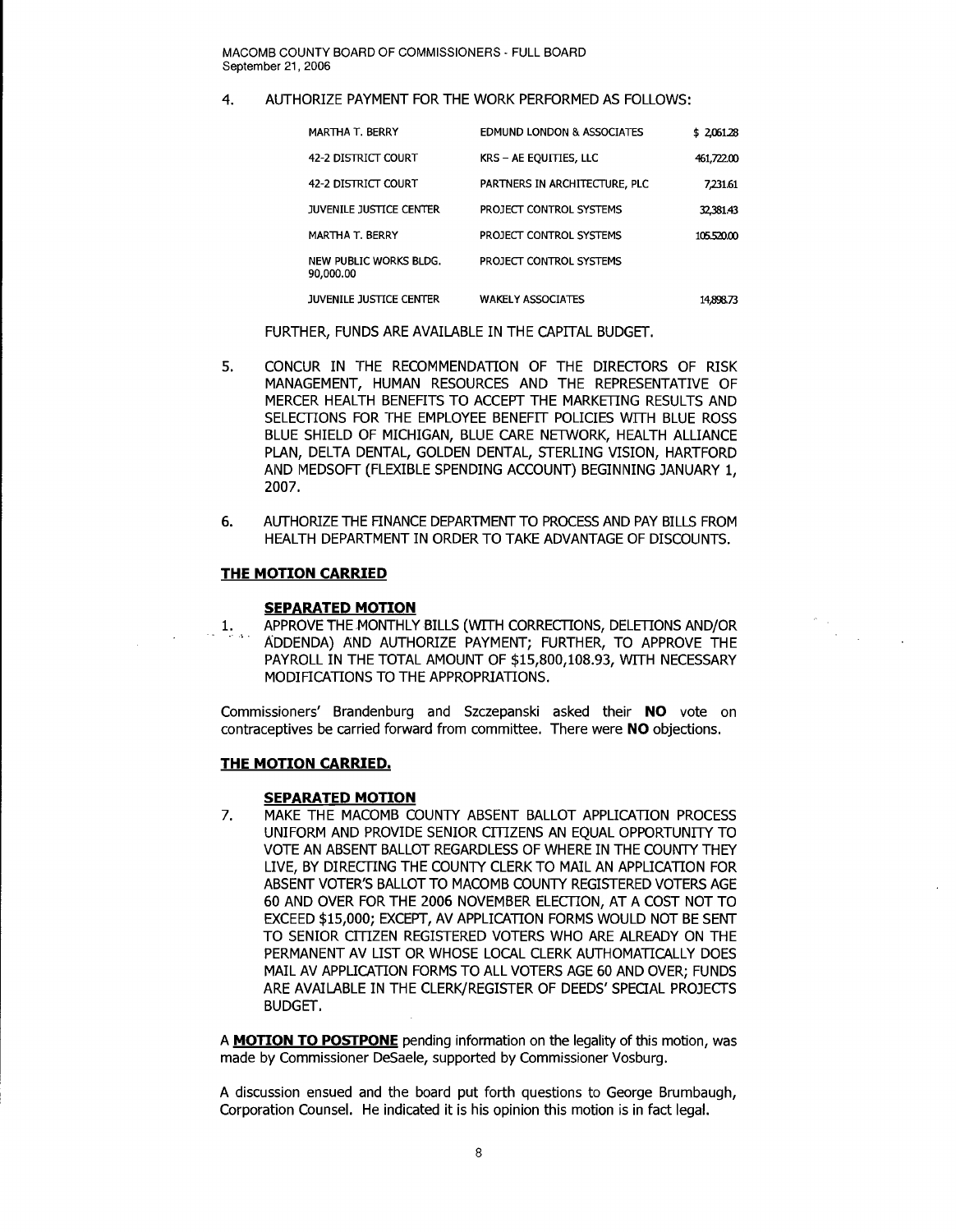4. AUTHORIZE PAYMENT FOR THE WORK PERFORMED AS FOLLOWS:

| | | |
|---|---|---|
| MARTHA T. BERRY | EDMUND LONDON & ASSOCIATES | $ 2,061.28 |
| 42-2 DISTRICT COURT | KRS – AE EQUITIES, LLC | 461,722.00 |
| 42-2 DISTRICT COURT | PARTNERS IN ARCHITECTURE, PLC | 7,231.61 |
| JUVENILE JUSTICE CENTER | PROJECT CONTROL SYSTEMS | 32,381.43 |
| MARTHA T. BERRY | PROJECT CONTROL SYSTEMS | 105.520.00 |
| NEW PUBLIC WORKS BLDG. 90,000.00 | PROJECT CONTROL SYSTEMS | |
| JUVENILE JUSTICE CENTER | WAKELY ASSOCIATES | 14,898.73 |

FURTHER, FUNDS ARE AVAILABLE IN THE CAPITAL BUDGET.

5. CONCUR IN THE RECOMMENDATION OF THE DIRECTORS OF RISK MANAGEMENT, HUMAN RESOURCES AND THE REPRESENTATIVE OF MERCER HEALTH BENEFITS TO ACCEPT THE MARKETING RESULTS AND SELECTIONS FOR THE EMPLOYEE BENEFIT POLICIES WITH BLUE ROSS BLUE SHIELD OF MICHIGAN, BLUE CARE NETWORK, HEALTH ALLIANCE PLAN, DELTA DENTAL, GOLDEN DENTAL, STERLING VISION, HARTFORD AND MEDSOFT (FLEXIBLE SPENDING ACCOUNT) BEGINNING JANUARY 1, 2007.

6. AUTHORIZE THE FINANCE DEPARTMENT TO PROCESS AND PAY BILLS FROM HEALTH DEPARTMENT IN ORDER TO TAKE ADVANTAGE OF DISCOUNTS.

**THE MOTION CARRIED**

**SEPARATED MOTION**

1. APPROVE THE MONTHLY BILLS (WITH CORRECTIONS, DELETIONS AND/OR ADDENDA) AND AUTHORIZE PAYMENT; FURTHER, TO APPROVE THE PAYROLL IN THE TOTAL AMOUNT OF $15,800,108.93, WITH NECESSARY MODIFICATIONS TO THE APPROPRIATIONS.

Commissioners' Brandenburg and Szczepanski asked their **NO** vote on contraceptives be carried forward from committee. There were **NO** objections.

**THE MOTION CARRIED.**

**SEPARATED MOTION**

7. MAKE THE MACOMB COUNTY ABSENT BALLOT APPLICATION PROCESS UNIFORM AND PROVIDE SENIOR CITIZENS AN EQUAL OPPORTUNITY TO VOTE AN ABSENT BALLOT REGARDLESS OF WHERE IN THE COUNTY THEY LIVE, BY DIRECTING THE COUNTY CLERK TO MAIL AN APPLICATION FOR ABSENT VOTER'S BALLOT TO MACOMB COUNTY REGISTERED VOTERS AGE 60 AND OVER FOR THE 2006 NOVEMBER ELECTION, AT A COST NOT TO EXCEED $15,000; EXCEPT, AV APPLICATION FORMS WOULD NOT BE SENT TO SENIOR CITIZEN REGISTERED VOTERS WHO ARE ALREADY ON THE PERMANENT AV LIST OR WHOSE LOCAL CLERK AUTHOMATICALLY DOES MAIL AV APPLICATION FORMS TO ALL VOTERS AGE 60 AND OVER; FUNDS ARE AVAILABLE IN THE CLERK/REGISTER OF DEEDS' SPECIAL PROJECTS BUDGET.

A **MOTION TO POSTPONE** pending information on the legality of this motion, was made by Commissioner DeSaele, supported by Commissioner Vosburg.

A discussion ensued and the board put forth questions to George Brumbaugh, Corporation Counsel. He indicated it is his opinion this motion is in fact legal.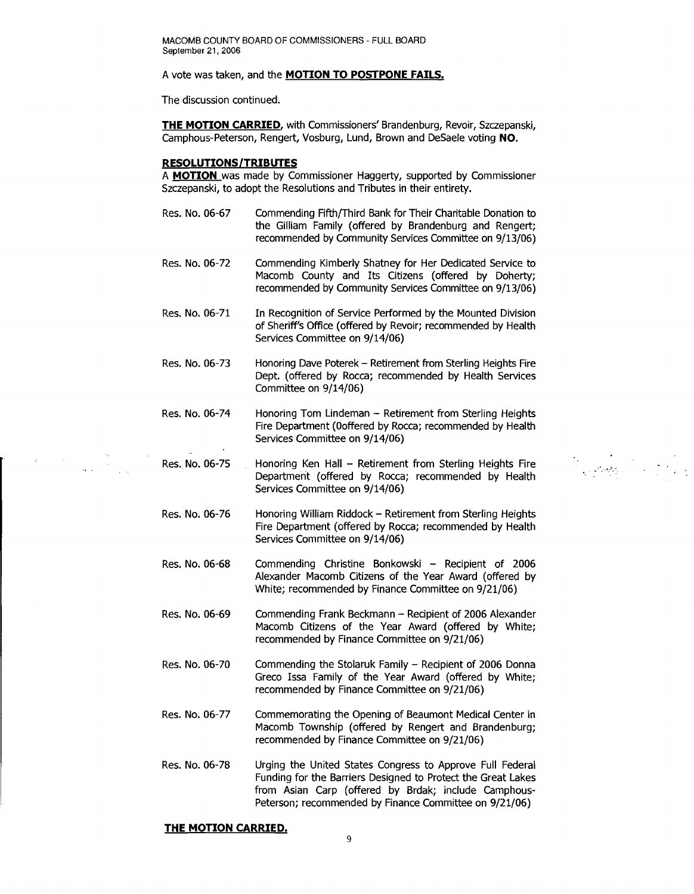A vote was taken, and the **MOTION TO POSTPONE FAILS.**

The discussion continued.

**THE MOTION CARRIED**, with Commissioners' Brandenburg, Revoir, Szczepanski, Camphous-Peterson, Rengert, Vosburg, Lund, Brown and DeSaele voting **NO**.

**RESOLUTIONS/TRIBUTES**

A **MOTION** was made by Commissioner Haggerty, supported by Commissioner Szczepanski, to adopt the Resolutions and Tributes in their entirety.

| | |
|---|---|
| Res. No. 06-67 | Commending Fifth/Third Bank for Their Charitable Donation to the Gilliam Family (offered by Brandenburg and Rengert; recommended by Community Services Committee on 9/13/06) |
| Res. No. 06-72 | Commending Kimberly Shatney for Her Dedicated Service to Macomb County and Its Citizens (offered by Doherty; recommended by Community Services Committee on 9/13/06) |
| Res. No. 06-71 | In Recognition of Service Performed by the Mounted Division of Sheriff's Office (offered by Revoir; recommended by Health Services Committee on 9/14/06) |
| Res. No. 06-73 | Honoring Dave Poterek – Retirement from Sterling Heights Fire Dept. (offered by Rocca; recommended by Health Services Committee on 9/14/06) |
| Res. No. 06-74 | Honoring Tom Lindeman – Retirement from Sterling Heights Fire Department (0offered by Rocca; recommended by Health Services Committee on 9/14/06) |
| Res. No. 06-75 | Honoring Ken Hall – Retirement from Sterling Heights Fire Department (offered by Rocca; recommended by Health Services Committee on 9/14/06) |
| Res. No. 06-76 | Honoring William Riddock – Retirement from Sterling Heights Fire Department (offered by Rocca; recommended by Health Services Committee on 9/14/06) |
| Res. No. 06-68 | Commending Christine Bonkowski – Recipient of 2006 Alexander Macomb Citizens of the Year Award (offered by White; recommended by Finance Committee on 9/21/06) |
| Res. No. 06-69 | Commending Frank Beckmann – Recipient of 2006 Alexander Macomb Citizens of the Year Award (offered by White; recommended by Finance Committee on 9/21/06) |
| Res. No. 06-70 | Commending the Stolaruk Family – Recipient of 2006 Donna Greco Issa Family of the Year Award (offered by White; recommended by Finance Committee on 9/21/06) |
| Res. No. 06-77 | Commemorating the Opening of Beaumont Medical Center in Macomb Township (offered by Rengert and Brandenburg; recommended by Finance Committee on 9/21/06) |
| Res. No. 06-78 | Urging the United States Congress to Approve Full Federal Funding for the Barriers Designed to Protect the Great Lakes from Asian Carp (offered by Brdak; include Camphous-Peterson; recommended by Finance Committee on 9/21/06) |

**THE MOTION CARRIED.**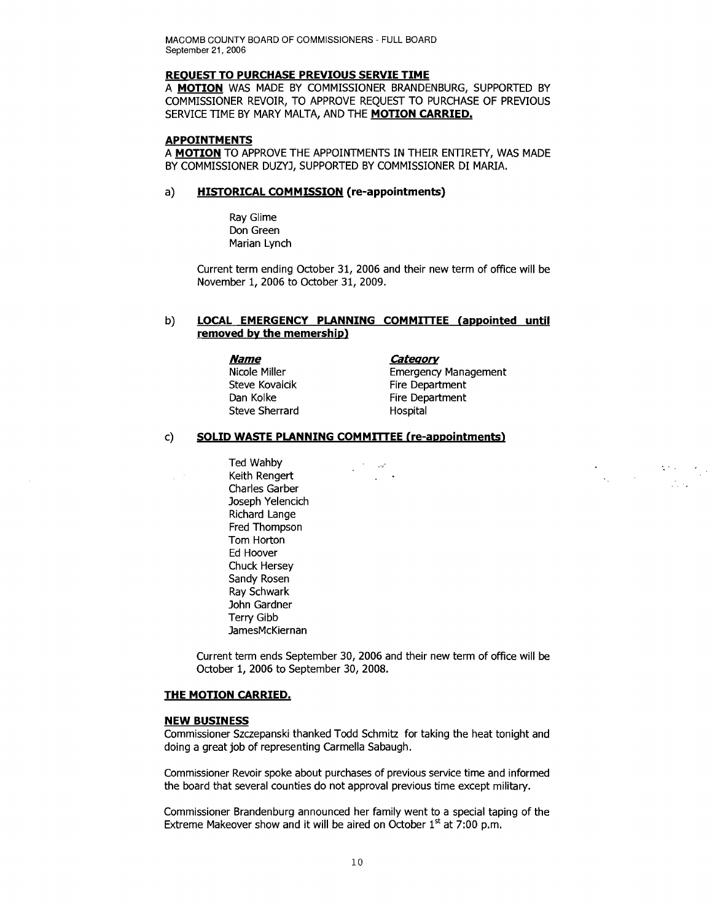**REQUEST TO PURCHASE PREVIOUS SERVIE TIME**

A **MOTION** WAS MADE BY COMMISSIONER BRANDENBURG, SUPPORTED BY COMMISSIONER REVOIR, TO APPROVE REQUEST TO PURCHASE OF PREVIOUS SERVICE TIME BY MARY MALTA, AND THE **MOTION CARRIED.**

**APPOINTMENTS**

A **MOTION** TO APPROVE THE APPOINTMENTS IN THEIR ENTIRETY, WAS MADE BY COMMISSIONER DUZYJ, SUPPORTED BY COMMISSIONER DI MARIA.

a) **HISTORICAL COMMISSION (re-appointments)**

Ray Glime
Don Green
Marian Lynch

Current term ending October 31, 2006 and their new term of office will be November 1, 2006 to October 31, 2009.

b) **LOCAL EMERGENCY PLANNING COMMITTEE (appointed until removed by the memership)**

| ***Name*** | ***Category*** |
|---|---|
| Nicole Miller | Emergency Management |
| Steve Kovalcik | Fire Department |
| Dan Kolke | Fire Department |
| Steve Sherrard | Hospital |

c) **SOLID WASTE PLANNING COMMITTEE (re-appointments)**

Ted Wahby
Keith Rengert
Charles Garber
Joseph Yelencich
Richard Lange
Fred Thompson
Tom Horton
Ed Hoover
Chuck Hersey
Sandy Rosen
Ray Schwark
John Gardner
Terry Gibb
JamesMcKiernan

Current term ends September 30, 2006 and their new term of office will be October 1, 2006 to September 30, 2008.

**THE MOTION CARRIED.**

**NEW BUSINESS**

Commissioner Szczepanski thanked Todd Schmitz for taking the heat tonight and doing a great job of representing Carmella Sabaugh.

Commissioner Revoir spoke about purchases of previous service time and informed the board that several counties do not approval previous time except military.

Commissioner Brandenburg announced her family went to a special taping of the Extreme Makeover show and it will be aired on October 1st at 7:00 p.m.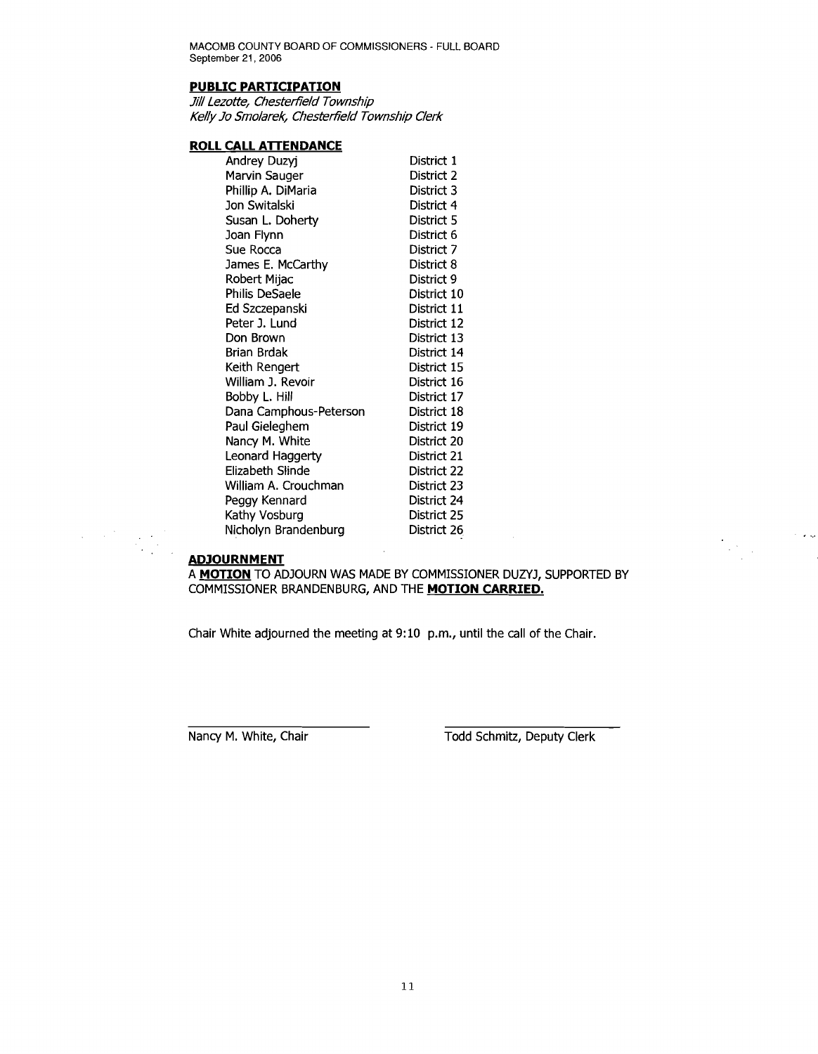**PUBLIC PARTICIPATION**

*Jill Lezotte, Chesterfield Township*
*Kelly Jo Smolarek, Chesterfield Township Clerk*

**ROLL CALL ATTENDANCE**

| | |
|---|---|
| Andrey Duzyj | District 1 |
| Marvin Sauger | District 2 |
| Phillip A. DiMaria | District 3 |
| Jon Switalski | District 4 |
| Susan L. Doherty | District 5 |
| Joan Flynn | District 6 |
| Sue Rocca | District 7 |
| James E. McCarthy | District 8 |
| Robert Mijac | District 9 |
| Philis DeSaele | District 10 |
| Ed Szczepanski | District 11 |
| Peter J. Lund | District 12 |
| Don Brown | District 13 |
| Brian Brdak | District 14 |
| Keith Rengert | District 15 |
| William J. Revoir | District 16 |
| Bobby L. Hill | District 17 |
| Dana Camphous-Peterson | District 18 |
| Paul Gieleghem | District 19 |
| Nancy M. White | District 20 |
| Leonard Haggerty | District 21 |
| Elizabeth Slinde | District 22 |
| William A. Crouchman | District 23 |
| Peggy Kennard | District 24 |
| Kathy Vosburg | District 25 |
| Nicholyn Brandenburg | District 26 |

**ADJOURNMENT**

A **MOTION** TO ADJOURN WAS MADE BY COMMISSIONER DUZYJ, SUPPORTED BY COMMISSIONER BRANDENBURG, AND THE **MOTION CARRIED.**

Chair White adjourned the meeting at 9:10 p.m., until the call of the Chair.

Nancy M. White, Chair

Todd Schmitz, Deputy Clerk